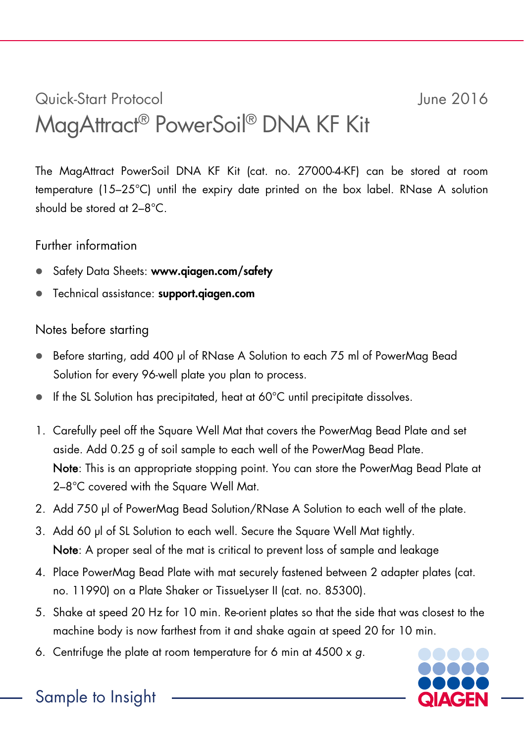Quick-Start Protocol

June 2016

# MagAttract® PowerSoil® DNA KF Kit

The MagAttract PowerSoil DNA KF Kit (cat. no. 27000-4-KF) can be stored at room temperature (15–25°C) until the expiry date printed on the box label. RNase A solution should be stored at 2–8°C.

## Further information

- Safety Data Sheets: **www.qiagen.com/safety**
- Technical assistance: **support.qiagen.com**

## Notes before starting

- Before starting, add 400 µl of RNase A Solution to each 75 ml of PowerMag Bead Solution for every 96-well plate you plan to process.
- If the SL Solution has precipitated, heat at 60°C until precipitate dissolves.

1. Carefully peel off the Square Well Mat that covers the PowerMag Bead Plate and set aside. Add 0.25 g of soil sample to each well of the PowerMag Bead Plate.
   **Note**: This is an appropriate stopping point. You can store the PowerMag Bead Plate at 2–8°C covered with the Square Well Mat.
2. Add 750 µl of PowerMag Bead Solution/RNase A Solution to each well of the plate.
3. Add 60 µl of SL Solution to each well. Secure the Square Well Mat tightly.
   **Note**: A proper seal of the mat is critical to prevent loss of sample and leakage
4. Place PowerMag Bead Plate with mat securely fastened between 2 adapter plates (cat. no. 11990) on a Plate Shaker or TissueLyser II (cat. no. 85300).
5. Shake at speed 20 Hz for 10 min. Re-orient plates so that the side that was closest to the machine body is now farthest from it and shake again at speed 20 for 10 min.
6. Centrifuge the plate at room temperature for 6 min at 4500 x *g*.

Sample to Insight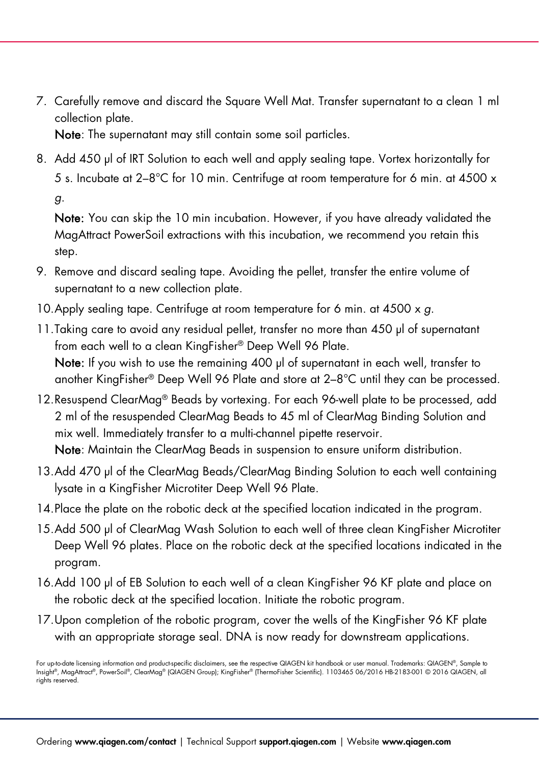7. Carefully remove and discard the Square Well Mat. Transfer supernatant to a clean 1 ml collection plate.
   **Note**: The supernatant may still contain some soil particles.
8. Add 450 µl of IRT Solution to each well and apply sealing tape. Vortex horizontally for 5 s. Incubate at 2–8°C for 10 min. Centrifuge at room temperature for 6 min. at 4500 x *g*.
   **Note:** You can skip the 10 min incubation. However, if you have already validated the MagAttract PowerSoil extractions with this incubation, we recommend you retain this step.
9. Remove and discard sealing tape. Avoiding the pellet, transfer the entire volume of supernatant to a new collection plate.
10. Apply sealing tape. Centrifuge at room temperature for 6 min. at 4500 x *g*.
11. Taking care to avoid any residual pellet, transfer no more than 450 µl of supernatant from each well to a clean KingFisher® Deep Well 96 Plate.
    **Note:** If you wish to use the remaining 400 µl of supernatant in each well, transfer to another KingFisher® Deep Well 96 Plate and store at 2–8°C until they can be processed.
12. Resuspend ClearMag® Beads by vortexing. For each 96-well plate to be processed, add 2 ml of the resuspended ClearMag Beads to 45 ml of ClearMag Binding Solution and mix well. Immediately transfer to a multi-channel pipette reservoir.
    **Note**: Maintain the ClearMag Beads in suspension to ensure uniform distribution.
13. Add 470 µl of the ClearMag Beads/ClearMag Binding Solution to each well containing lysate in a KingFisher Microtiter Deep Well 96 Plate.
14. Place the plate on the robotic deck at the specified location indicated in the program.
15. Add 500 µl of ClearMag Wash Solution to each well of three clean KingFisher Microtiter Deep Well 96 plates. Place on the robotic deck at the specified locations indicated in the program.
16. Add 100 µl of EB Solution to each well of a clean KingFisher 96 KF plate and place on the robotic deck at the specified location. Initiate the robotic program.
17. Upon completion of the robotic program, cover the wells of the KingFisher 96 KF plate with an appropriate storage seal. DNA is now ready for downstream applications.

For up-to-date licensing information and product-specific disclaimers, see the respective QIAGEN kit handbook or user manual. Trademarks: QIAGEN®, Sample to Insight®, MagAttract®, PowerSoil®, ClearMag® (QIAGEN Group); KingFisher® (ThermoFisher Scientific). 1103465 06/2016 HB-2183-001 © 2016 QIAGEN, all rights reserved.

Ordering **www.qiagen.com/contact** | Technical Support **support.qiagen.com** | Website **www.qiagen.com**